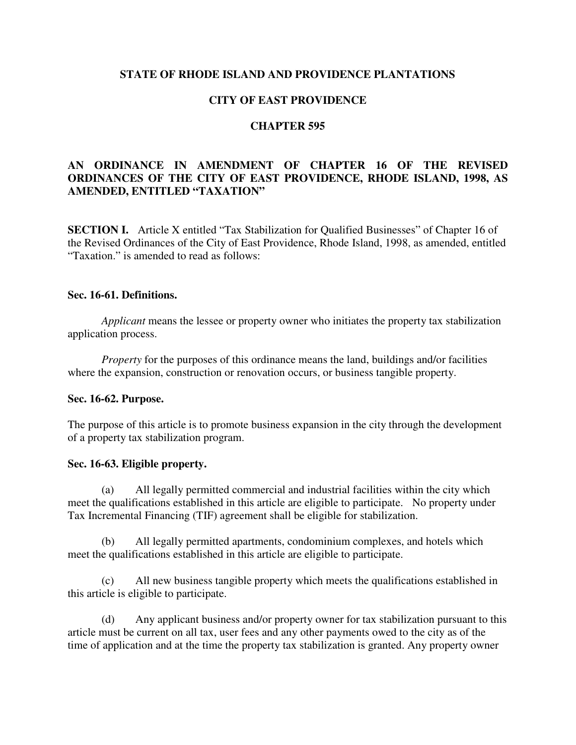**STATE OF RHODE ISLAND AND PROVIDENCE PLANTATIONS**

**CITY OF EAST PROVIDENCE**

**CHAPTER 595**

**AN ORDINANCE IN AMENDMENT OF CHAPTER 16 OF THE REVISED ORDINANCES OF THE CITY OF EAST PROVIDENCE, RHODE ISLAND, 1998, AS AMENDED, ENTITLED "TAXATION"**

**SECTION I.** Article X entitled "Tax Stabilization for Qualified Businesses" of Chapter 16 of the Revised Ordinances of the City of East Providence, Rhode Island, 1998, as amended, entitled "Taxation." is amended to read as follows:

**Sec. 16-61. Definitions.**

*Applicant* means the lessee or property owner who initiates the property tax stabilization application process.

*Property* for the purposes of this ordinance means the land, buildings and/or facilities where the expansion, construction or renovation occurs, or business tangible property.

**Sec. 16-62. Purpose.**

The purpose of this article is to promote business expansion in the city through the development of a property tax stabilization program.

**Sec. 16-63. Eligible property.**

(a) All legally permitted commercial and industrial facilities within the city which meet the qualifications established in this article are eligible to participate. No property under Tax Incremental Financing (TIF) agreement shall be eligible for stabilization.

(b) All legally permitted apartments, condominium complexes, and hotels which meet the qualifications established in this article are eligible to participate.

(c) All new business tangible property which meets the qualifications established in this article is eligible to participate.

(d) Any applicant business and/or property owner for tax stabilization pursuant to this article must be current on all tax, user fees and any other payments owed to the city as of the time of application and at the time the property tax stabilization is granted. Any property owner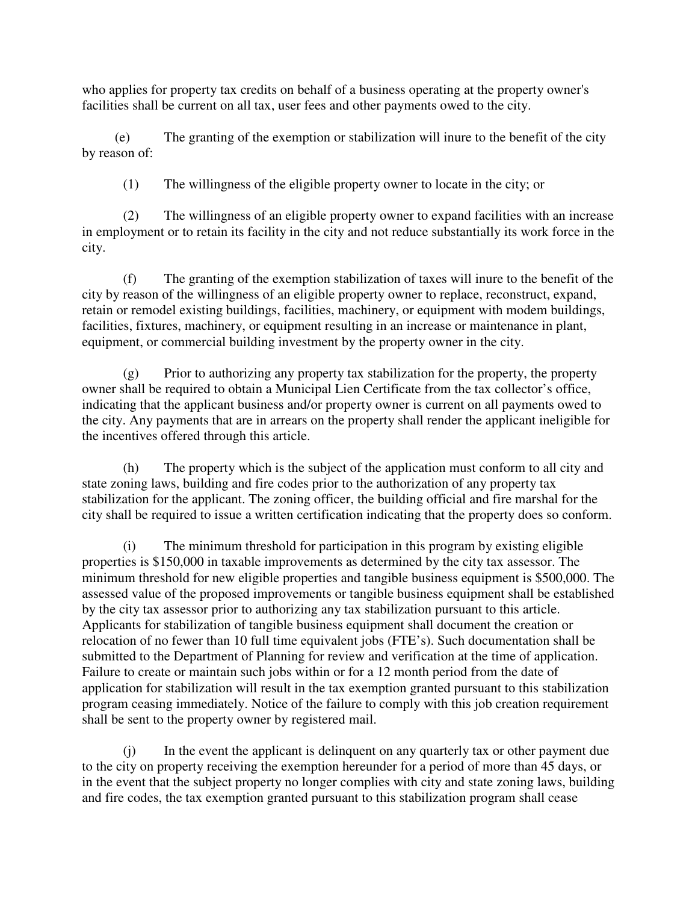who applies for property tax credits on behalf of a business operating at the property owner's facilities shall be current on all tax, user fees and other payments owed to the city.

(e) The granting of the exemption or stabilization will inure to the benefit of the city by reason of:

(1) The willingness of the eligible property owner to locate in the city; or

(2) The willingness of an eligible property owner to expand facilities with an increase in employment or to retain its facility in the city and not reduce substantially its work force in the city.

(f) The granting of the exemption stabilization of taxes will inure to the benefit of the city by reason of the willingness of an eligible property owner to replace, reconstruct, expand, retain or remodel existing buildings, facilities, machinery, or equipment with modem buildings, facilities, fixtures, machinery, or equipment resulting in an increase or maintenance in plant, equipment, or commercial building investment by the property owner in the city.

(g) Prior to authorizing any property tax stabilization for the property, the property owner shall be required to obtain a Municipal Lien Certificate from the tax collector's office, indicating that the applicant business and/or property owner is current on all payments owed to the city. Any payments that are in arrears on the property shall render the applicant ineligible for the incentives offered through this article.

(h) The property which is the subject of the application must conform to all city and state zoning laws, building and fire codes prior to the authorization of any property tax stabilization for the applicant. The zoning officer, the building official and fire marshal for the city shall be required to issue a written certification indicating that the property does so conform.

(i) The minimum threshold for participation in this program by existing eligible properties is $150,000 in taxable improvements as determined by the city tax assessor. The minimum threshold for new eligible properties and tangible business equipment is $500,000. The assessed value of the proposed improvements or tangible business equipment shall be established by the city tax assessor prior to authorizing any tax stabilization pursuant to this article. Applicants for stabilization of tangible business equipment shall document the creation or relocation of no fewer than 10 full time equivalent jobs (FTE's). Such documentation shall be submitted to the Department of Planning for review and verification at the time of application. Failure to create or maintain such jobs within or for a 12 month period from the date of application for stabilization will result in the tax exemption granted pursuant to this stabilization program ceasing immediately. Notice of the failure to comply with this job creation requirement shall be sent to the property owner by registered mail.

(j) In the event the applicant is delinquent on any quarterly tax or other payment due to the city on property receiving the exemption hereunder for a period of more than 45 days, or in the event that the subject property no longer complies with city and state zoning laws, building and fire codes, the tax exemption granted pursuant to this stabilization program shall cease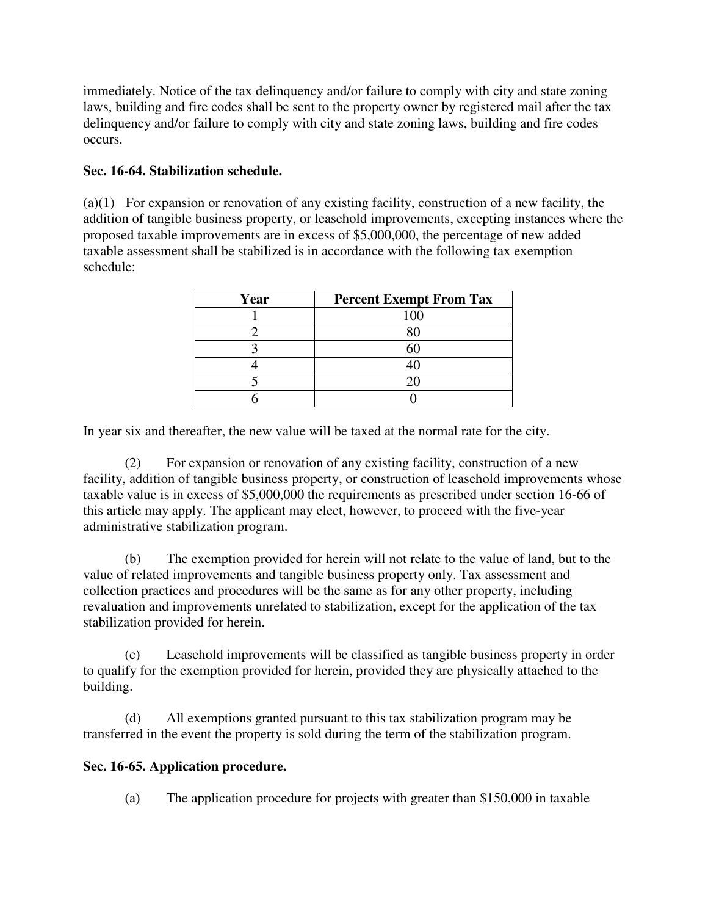immediately. Notice of the tax delinquency and/or failure to comply with city and state zoning laws, building and fire codes shall be sent to the property owner by registered mail after the tax delinquency and/or failure to comply with city and state zoning laws, building and fire codes occurs.

**Sec. 16-64. Stabilization schedule.**

(a)(1) For expansion or renovation of any existing facility, construction of a new facility, the addition of tangible business property, or leasehold improvements, excepting instances where the proposed taxable improvements are in excess of $5,000,000, the percentage of new added taxable assessment shall be stabilized is in accordance with the following tax exemption schedule:

| Year | Percent Exempt From Tax |
|---|---|
| 1 | 100 |
| 2 | 80 |
| 3 | 60 |
| 4 | 40 |
| 5 | 20 |
| 6 | 0 |

In year six and thereafter, the new value will be taxed at the normal rate for the city.

(2) For expansion or renovation of any existing facility, construction of a new facility, addition of tangible business property, or construction of leasehold improvements whose taxable value is in excess of $5,000,000 the requirements as prescribed under section 16-66 of this article may apply. The applicant may elect, however, to proceed with the five-year administrative stabilization program.

(b) The exemption provided for herein will not relate to the value of land, but to the value of related improvements and tangible business property only. Tax assessment and collection practices and procedures will be the same as for any other property, including revaluation and improvements unrelated to stabilization, except for the application of the tax stabilization provided for herein.

(c) Leasehold improvements will be classified as tangible business property in order to qualify for the exemption provided for herein, provided they are physically attached to the building.

(d) All exemptions granted pursuant to this tax stabilization program may be transferred in the event the property is sold during the term of the stabilization program.

**Sec. 16-65. Application procedure.**

(a) The application procedure for projects with greater than $150,000 in taxable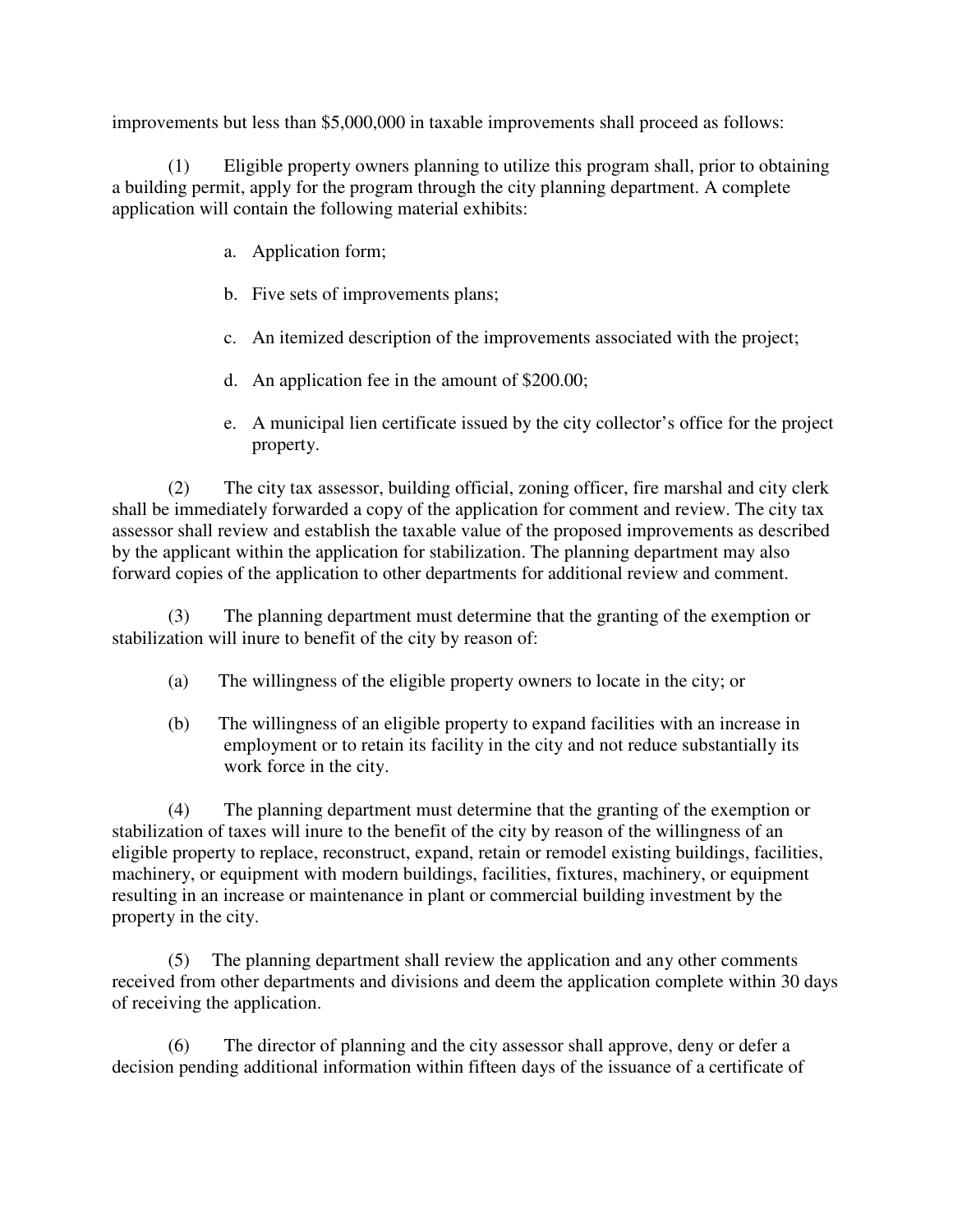improvements but less than $5,000,000 in taxable improvements shall proceed as follows:

(1) Eligible property owners planning to utilize this program shall, prior to obtaining a building permit, apply for the program through the city planning department. A complete application will contain the following material exhibits:

a. Application form;

b. Five sets of improvements plans;

c. An itemized description of the improvements associated with the project;

d. An application fee in the amount of $200.00;

e. A municipal lien certificate issued by the city collector's office for the project property.

(2) The city tax assessor, building official, zoning officer, fire marshal and city clerk shall be immediately forwarded a copy of the application for comment and review. The city tax assessor shall review and establish the taxable value of the proposed improvements as described by the applicant within the application for stabilization. The planning department may also forward copies of the application to other departments for additional review and comment.

(3) The planning department must determine that the granting of the exemption or stabilization will inure to benefit of the city by reason of:

(a) The willingness of the eligible property owners to locate in the city; or

(b) The willingness of an eligible property to expand facilities with an increase in employment or to retain its facility in the city and not reduce substantially its work force in the city.

(4) The planning department must determine that the granting of the exemption or stabilization of taxes will inure to the benefit of the city by reason of the willingness of an eligible property to replace, reconstruct, expand, retain or remodel existing buildings, facilities, machinery, or equipment with modern buildings, facilities, fixtures, machinery, or equipment resulting in an increase or maintenance in plant or commercial building investment by the property in the city.

(5) The planning department shall review the application and any other comments received from other departments and divisions and deem the application complete within 30 days of receiving the application.

(6) The director of planning and the city assessor shall approve, deny or defer a decision pending additional information within fifteen days of the issuance of a certificate of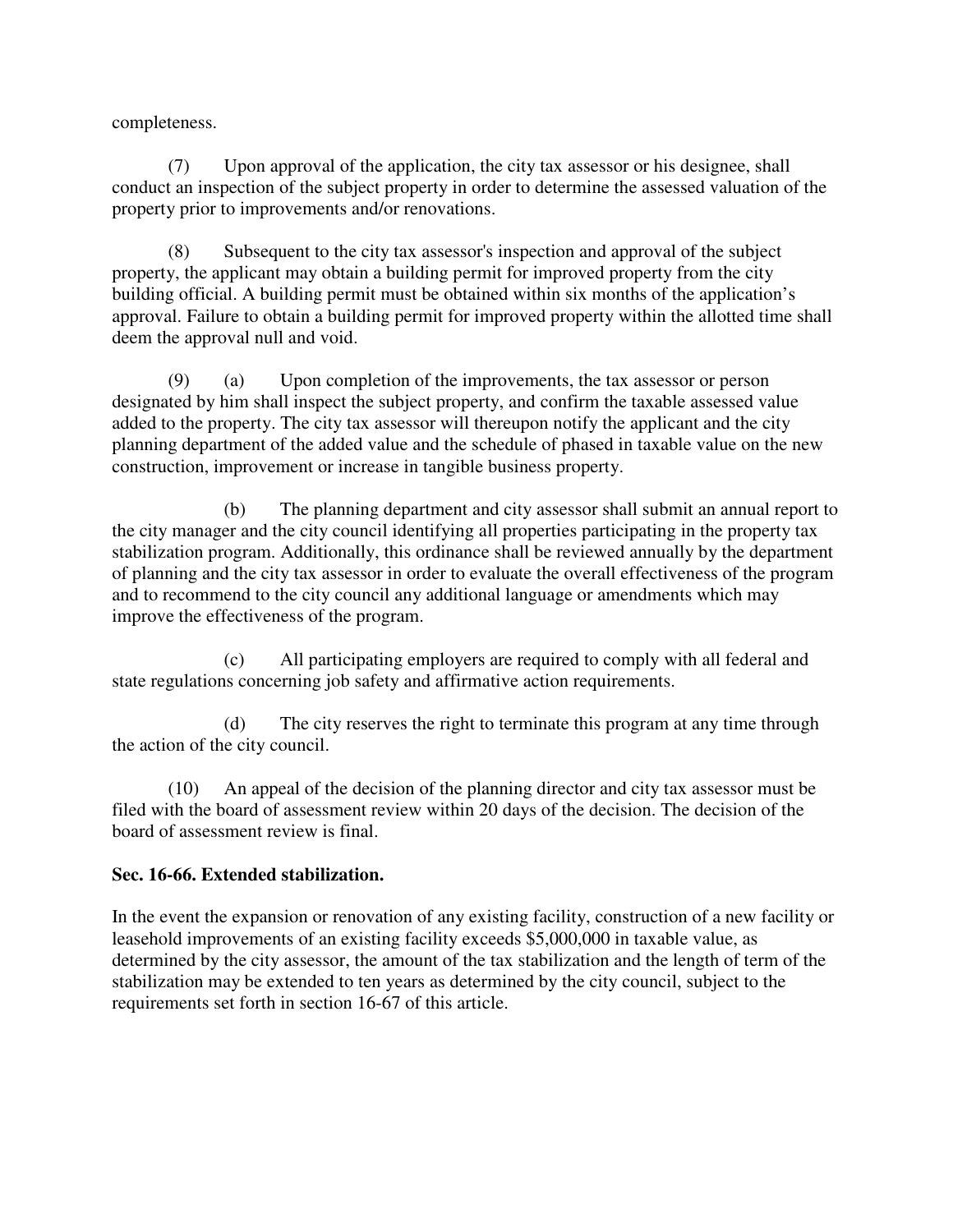completeness.

(7) Upon approval of the application, the city tax assessor or his designee, shall conduct an inspection of the subject property in order to determine the assessed valuation of the property prior to improvements and/or renovations.

(8) Subsequent to the city tax assessor's inspection and approval of the subject property, the applicant may obtain a building permit for improved property from the city building official. A building permit must be obtained within six months of the application's approval. Failure to obtain a building permit for improved property within the allotted time shall deem the approval null and void.

(9) (a) Upon completion of the improvements, the tax assessor or person designated by him shall inspect the subject property, and confirm the taxable assessed value added to the property. The city tax assessor will thereupon notify the applicant and the city planning department of the added value and the schedule of phased in taxable value on the new construction, improvement or increase in tangible business property.

(b) The planning department and city assessor shall submit an annual report to the city manager and the city council identifying all properties participating in the property tax stabilization program. Additionally, this ordinance shall be reviewed annually by the department of planning and the city tax assessor in order to evaluate the overall effectiveness of the program and to recommend to the city council any additional language or amendments which may improve the effectiveness of the program.

(c) All participating employers are required to comply with all federal and state regulations concerning job safety and affirmative action requirements.

(d) The city reserves the right to terminate this program at any time through the action of the city council.

(10) An appeal of the decision of the planning director and city tax assessor must be filed with the board of assessment review within 20 days of the decision. The decision of the board of assessment review is final.

**Sec. 16-66. Extended stabilization.**

In the event the expansion or renovation of any existing facility, construction of a new facility or leasehold improvements of an existing facility exceeds $5,000,000 in taxable value, as determined by the city assessor, the amount of the tax stabilization and the length of term of the stabilization may be extended to ten years as determined by the city council, subject to the requirements set forth in section 16-67 of this article.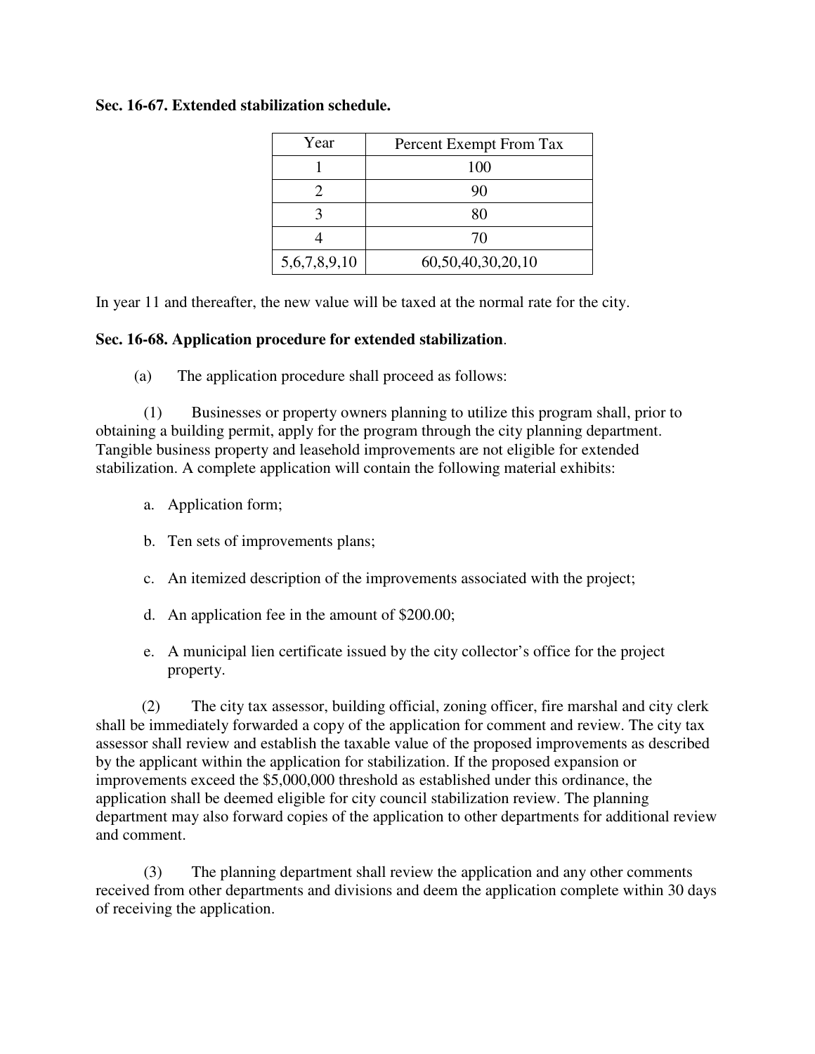**Sec. 16-67. Extended stabilization schedule.**

| Year | Percent Exempt From Tax |
|---|---|
| 1 | 100 |
| 2 | 90 |
| 3 | 80 |
| 4 | 70 |
| 5,6,7,8,9,10 | 60,50,40,30,20,10 |

In year 11 and thereafter, the new value will be taxed at the normal rate for the city.

**Sec. 16-68. Application procedure for extended stabilization**.

(a) The application procedure shall proceed as follows:

(1) Businesses or property owners planning to utilize this program shall, prior to obtaining a building permit, apply for the program through the city planning department. Tangible business property and leasehold improvements are not eligible for extended stabilization. A complete application will contain the following material exhibits:

a. Application form;

b. Ten sets of improvements plans;

c. An itemized description of the improvements associated with the project;

d. An application fee in the amount of $200.00;

e. A municipal lien certificate issued by the city collector's office for the project property.

(2) The city tax assessor, building official, zoning officer, fire marshal and city clerk shall be immediately forwarded a copy of the application for comment and review. The city tax assessor shall review and establish the taxable value of the proposed improvements as described by the applicant within the application for stabilization. If the proposed expansion or improvements exceed the $5,000,000 threshold as established under this ordinance, the application shall be deemed eligible for city council stabilization review. The planning department may also forward copies of the application to other departments for additional review and comment.

(3) The planning department shall review the application and any other comments received from other departments and divisions and deem the application complete within 30 days of receiving the application.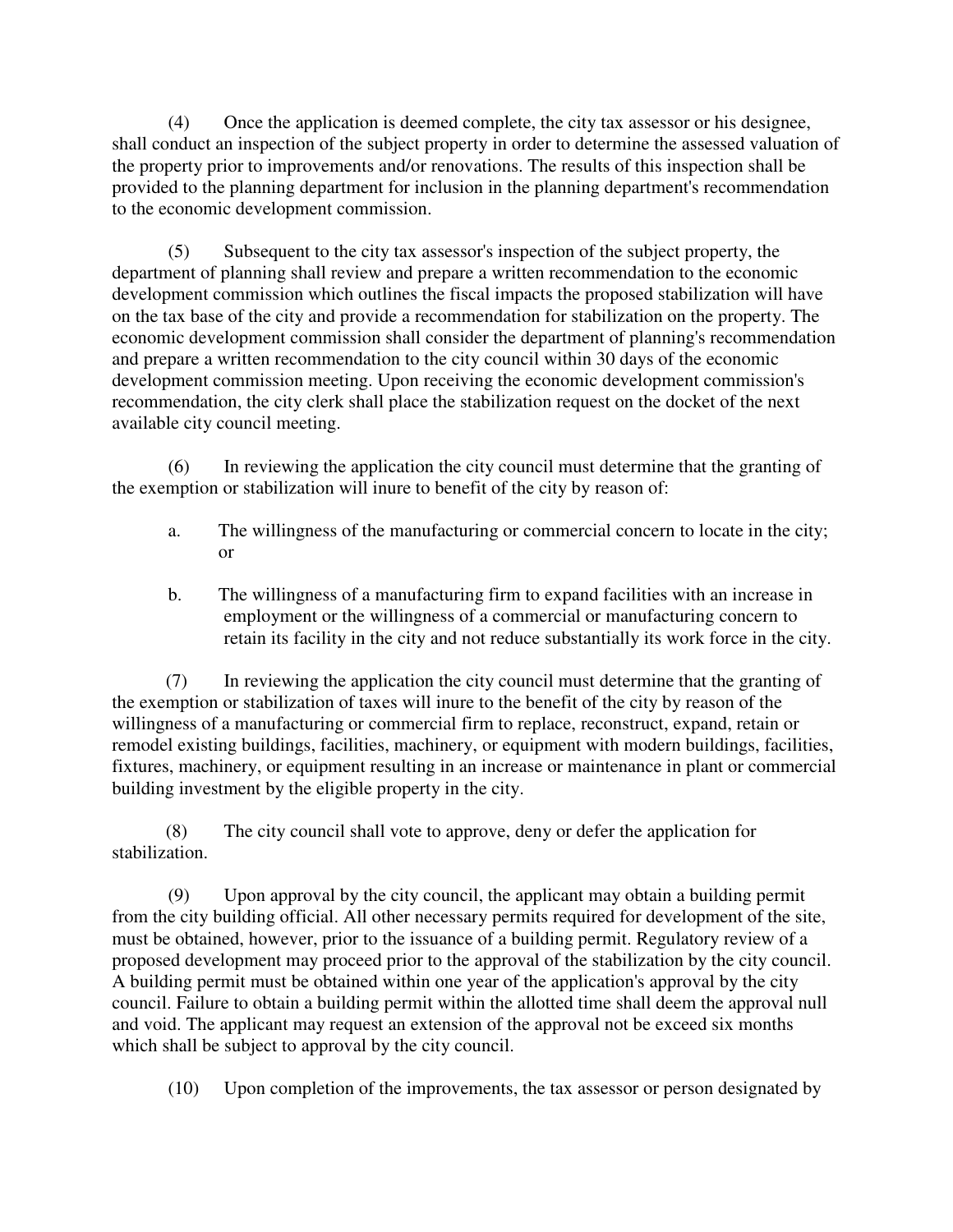(4) Once the application is deemed complete, the city tax assessor or his designee, shall conduct an inspection of the subject property in order to determine the assessed valuation of the property prior to improvements and/or renovations. The results of this inspection shall be provided to the planning department for inclusion in the planning department's recommendation to the economic development commission.

(5) Subsequent to the city tax assessor's inspection of the subject property, the department of planning shall review and prepare a written recommendation to the economic development commission which outlines the fiscal impacts the proposed stabilization will have on the tax base of the city and provide a recommendation for stabilization on the property. The economic development commission shall consider the department of planning's recommendation and prepare a written recommendation to the city council within 30 days of the economic development commission meeting. Upon receiving the economic development commission's recommendation, the city clerk shall place the stabilization request on the docket of the next available city council meeting.

(6) In reviewing the application the city council must determine that the granting of the exemption or stabilization will inure to benefit of the city by reason of:

a. The willingness of the manufacturing or commercial concern to locate in the city; or

b. The willingness of a manufacturing firm to expand facilities with an increase in employment or the willingness of a commercial or manufacturing concern to retain its facility in the city and not reduce substantially its work force in the city.

(7) In reviewing the application the city council must determine that the granting of the exemption or stabilization of taxes will inure to the benefit of the city by reason of the willingness of a manufacturing or commercial firm to replace, reconstruct, expand, retain or remodel existing buildings, facilities, machinery, or equipment with modern buildings, facilities, fixtures, machinery, or equipment resulting in an increase or maintenance in plant or commercial building investment by the eligible property in the city.

(8) The city council shall vote to approve, deny or defer the application for stabilization.

(9) Upon approval by the city council, the applicant may obtain a building permit from the city building official. All other necessary permits required for development of the site, must be obtained, however, prior to the issuance of a building permit. Regulatory review of a proposed development may proceed prior to the approval of the stabilization by the city council. A building permit must be obtained within one year of the application's approval by the city council. Failure to obtain a building permit within the allotted time shall deem the approval null and void. The applicant may request an extension of the approval not be exceed six months which shall be subject to approval by the city council.

(10) Upon completion of the improvements, the tax assessor or person designated by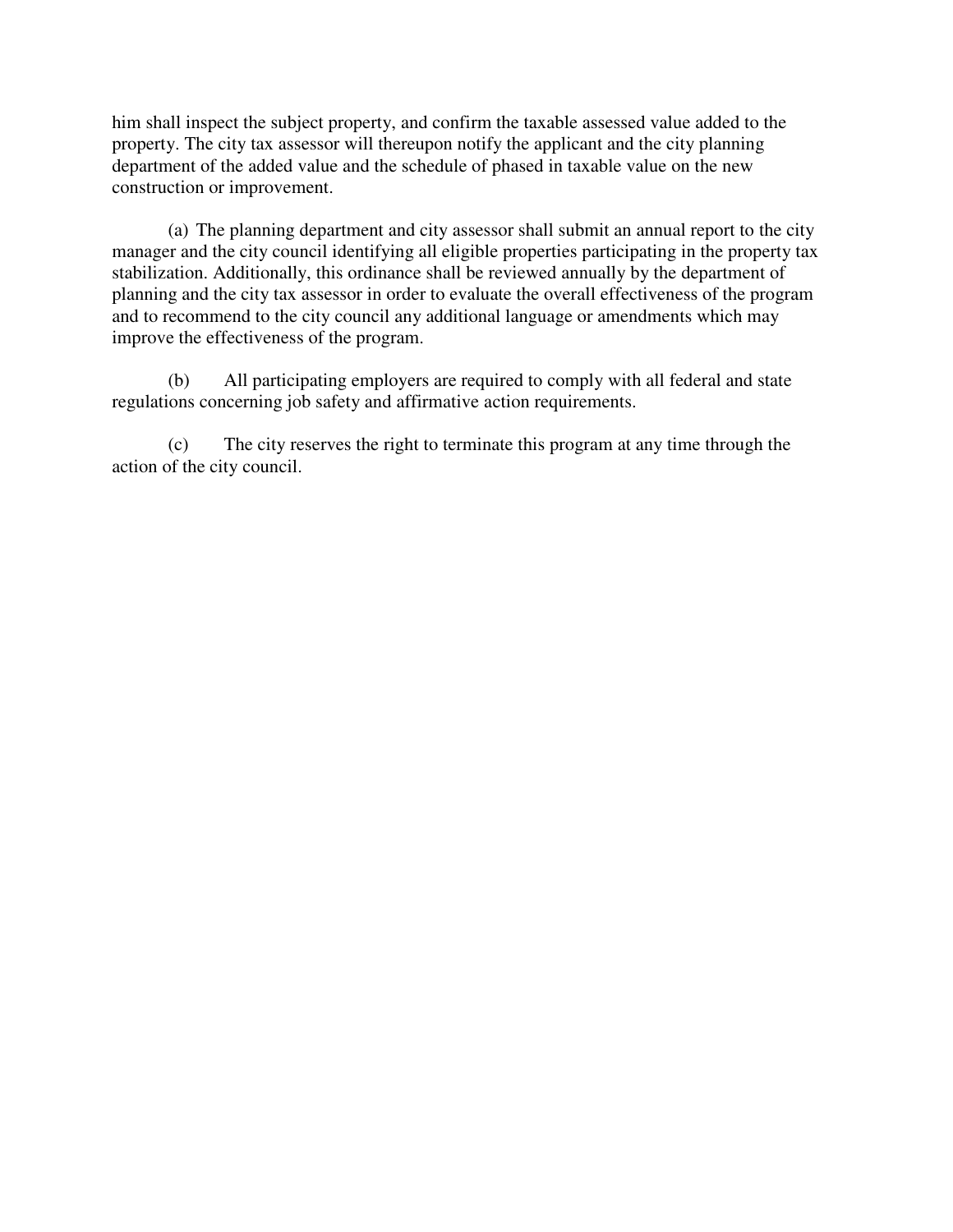him shall inspect the subject property, and confirm the taxable assessed value added to the property. The city tax assessor will thereupon notify the applicant and the city planning department of the added value and the schedule of phased in taxable value on the new construction or improvement.

(a) The planning department and city assessor shall submit an annual report to the city manager and the city council identifying all eligible properties participating in the property tax stabilization. Additionally, this ordinance shall be reviewed annually by the department of planning and the city tax assessor in order to evaluate the overall effectiveness of the program and to recommend to the city council any additional language or amendments which may improve the effectiveness of the program.

(b) All participating employers are required to comply with all federal and state regulations concerning job safety and affirmative action requirements.

(c) The city reserves the right to terminate this program at any time through the action of the city council.